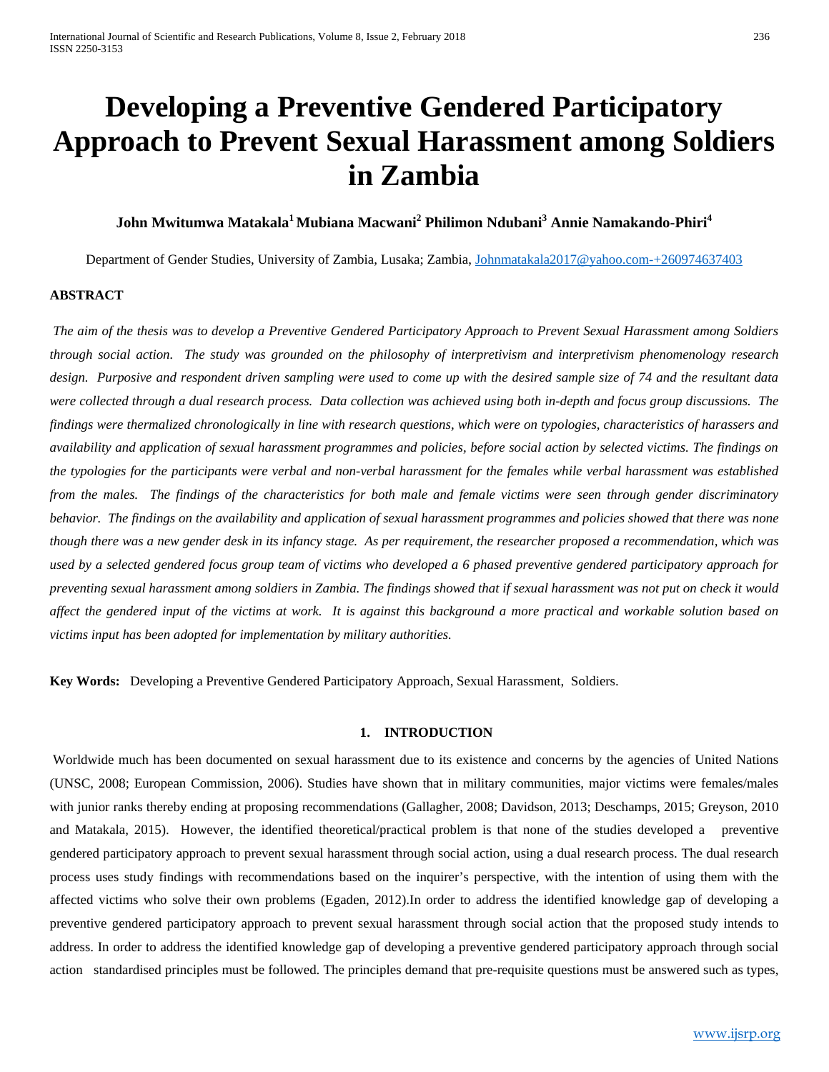# Developing a Preventive Gendered Participatory Approach to Prevent Sexual Harassment among Soldiers in Zambia

**John Mwitumwa Matakala[1] Mubiana Macwani[2] Philimon Ndubani[3] Annie Namakando-Phiri[4]**

Department of Gender Studies, University of Zambia, Lusaka; Zambia, Johnmatakala2017@yahoo.com-+260974637403

**ABSTRACT**

*The aim of the thesis was to develop a Preventive Gendered Participatory Approach to Prevent Sexual Harassment among Soldiers through social action. The study was grounded on the philosophy of interpretivism and interpretivism phenomenology research design. Purposive and respondent driven sampling were used to come up with the desired sample size of 74 and the resultant data were collected through a dual research process. Data collection was achieved using both in-depth and focus group discussions. The findings were thermalized chronologically in line with research questions, which were on typologies, characteristics of harassers and availability and application of sexual harassment programmes and policies, before social action by selected victims. The findings on the typologies for the participants were verbal and non-verbal harassment for the females while verbal harassment was established from the males. The findings of the characteristics for both male and female victims were seen through gender discriminatory behavior. The findings on the availability and application of sexual harassment programmes and policies showed that there was none though there was a new gender desk in its infancy stage. As per requirement, the researcher proposed a recommendation, which was used by a selected gendered focus group team of victims who developed a 6 phased preventive gendered participatory approach for preventing sexual harassment among soldiers in Zambia. The findings showed that if sexual harassment was not put on check it would affect the gendered input of the victims at work. It is against this background a more practical and workable solution based on victims input has been adopted for implementation by military authorities.*

**Key Words:** Developing a Preventive Gendered Participatory Approach, Sexual Harassment, Soldiers.

## 1. INTRODUCTION

Worldwide much has been documented on sexual harassment due to its existence and concerns by the agencies of United Nations (UNSC, 2008; European Commission, 2006). Studies have shown that in military communities, major victims were females/males with junior ranks thereby ending at proposing recommendations (Gallagher, 2008; Davidson, 2013; Deschamps, 2015; Greyson, 2010 and Matakala, 2015). However, the identified theoretical/practical problem is that none of the studies developed a preventive gendered participatory approach to prevent sexual harassment through social action, using a dual research process. The dual research process uses study findings with recommendations based on the inquirer's perspective, with the intention of using them with the affected victims who solve their own problems (Egaden, 2012).In order to address the identified knowledge gap of developing a preventive gendered participatory approach to prevent sexual harassment through social action that the proposed study intends to address. In order to address the identified knowledge gap of developing a preventive gendered participatory approach through social action standardised principles must be followed. The principles demand that pre-requisite questions must be answered such as types,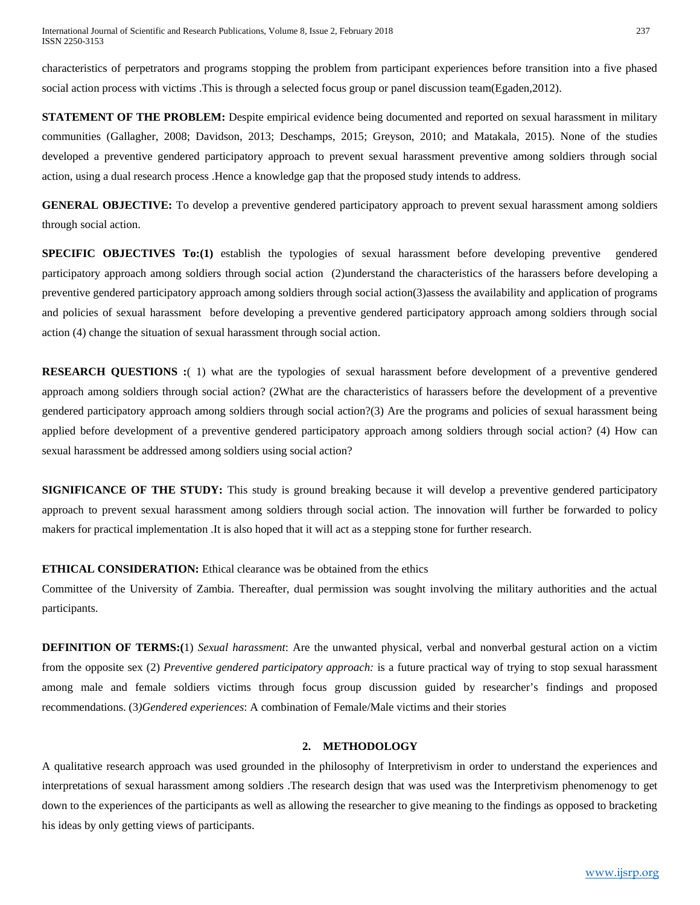characteristics of perpetrators and programs stopping the problem from participant experiences before transition into a five phased social action process with victims .This is through a selected focus group or panel discussion team(Egaden,2012).

**STATEMENT OF THE PROBLEM:** Despite empirical evidence being documented and reported on sexual harassment in military communities (Gallagher, 2008; Davidson, 2013; Deschamps, 2015; Greyson, 2010; and Matakala, 2015). None of the studies developed a preventive gendered participatory approach to prevent sexual harassment preventive among soldiers through social action, using a dual research process .Hence a knowledge gap that the proposed study intends to address.

**GENERAL OBJECTIVE:** To develop a preventive gendered participatory approach to prevent sexual harassment among soldiers through social action.

**SPECIFIC OBJECTIVES To:(1)** establish the typologies of sexual harassment before developing preventive gendered participatory approach among soldiers through social action (2)understand the characteristics of the harassers before developing a preventive gendered participatory approach among soldiers through social action(3)assess the availability and application of programs and policies of sexual harassment before developing a preventive gendered participatory approach among soldiers through social action (4) change the situation of sexual harassment through social action.

**RESEARCH QUESTIONS :**( 1) what are the typologies of sexual harassment before development of a preventive gendered approach among soldiers through social action? (2What are the characteristics of harassers before the development of a preventive gendered participatory approach among soldiers through social action?(3) Are the programs and policies of sexual harassment being applied before development of a preventive gendered participatory approach among soldiers through social action? (4) How can sexual harassment be addressed among soldiers using social action?

**SIGNIFICANCE OF THE STUDY:** This study is ground breaking because it will develop a preventive gendered participatory approach to prevent sexual harassment among soldiers through social action. The innovation will further be forwarded to policy makers for practical implementation .It is also hoped that it will act as a stepping stone for further research.

**ETHICAL CONSIDERATION:** Ethical clearance was be obtained from the ethics
Committee of the University of Zambia. Thereafter, dual permission was sought involving the military authorities and the actual participants.

**DEFINITION OF TERMS:(**1) *Sexual harassment*: Are the unwanted physical, verbal and nonverbal gestural action on a victim from the opposite sex (2) *Preventive gendered participatory approach:* is a future practical way of trying to stop sexual harassment among male and female soldiers victims through focus group discussion guided by researcher's findings and proposed recommendations. (3*)Gendered experiences*: A combination of Female/Male victims and their stories

## 2. METHODOLOGY

A qualitative research approach was used grounded in the philosophy of Interpretivism in order to understand the experiences and interpretations of sexual harassment among soldiers .The research design that was used was the Interpretivism phenomenogy to get down to the experiences of the participants as well as allowing the researcher to give meaning to the findings as opposed to bracketing his ideas by only getting views of participants.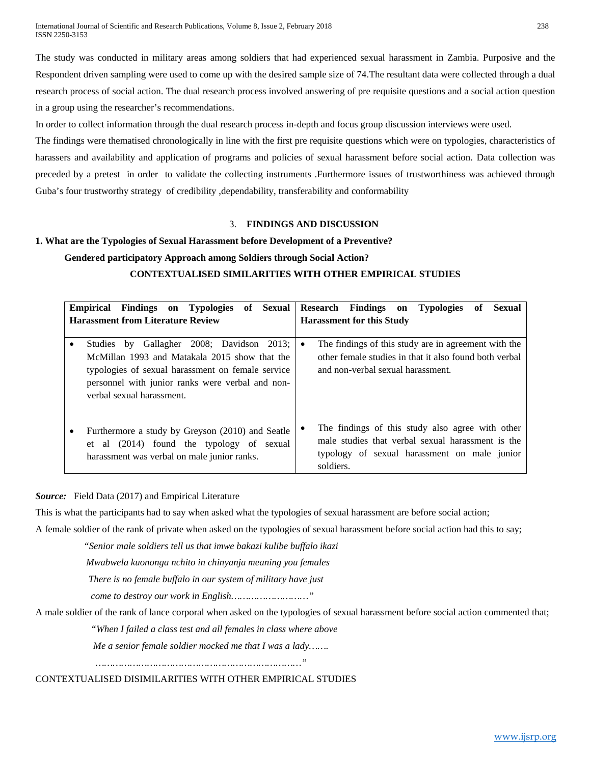The study was conducted in military areas among soldiers that had experienced sexual harassment in Zambia. Purposive and the Respondent driven sampling were used to come up with the desired sample size of 74.The resultant data were collected through a dual research process of social action. The dual research process involved answering of pre requisite questions and a social action question in a group using the researcher's recommendations.

In order to collect information through the dual research process in-depth and focus group discussion interviews were used.

The findings were thematised chronologically in line with the first pre requisite questions which were on typologies, characteristics of harassers and availability and application of programs and policies of sexual harassment before social action. Data collection was preceded by a pretest in order to validate the collecting instruments .Furthermore issues of trustworthiness was achieved through Guba's four trustworthy strategy of credibility ,dependability, transferability and conformability

## 3. FINDINGS AND DISCUSSION

**1. What are the Typologies of Sexual Harassment before Development of a Preventive?**

**Gendered participatory Approach among Soldiers through Social Action?**

**CONTEXTUALISED SIMILARITIES WITH OTHER EMPIRICAL STUDIES**

| **Empirical Findings on Typologies of Sexual Harassment from Literature Review** | **Research Findings on Typologies of Sexual Harassment for this Study** |
|---|---|
| • Studies by Gallagher 2008; Davidson 2013; McMillan 1993 and Matakala 2015 show that the typologies of sexual harassment on female service personnel with junior ranks were verbal and non-verbal sexual harassment. | • The findings of this study are in agreement with the other female studies in that it also found both verbal and non-verbal sexual harassment. |
| • Furthermore a study by Greyson (2010) and Seatle et al (2014) found the typology of sexual harassment was verbal on male junior ranks. | • The findings of this study also agree with other male studies that verbal sexual harassment is the typology of sexual harassment on male junior soldiers. |

***Source:*** Field Data (2017) and Empirical Literature

This is what the participants had to say when asked what the typologies of sexual harassment are before social action;

A female soldier of the rank of private when asked on the typologies of sexual harassment before social action had this to say;

> *"Senior male soldiers tell us that imwe bakazi kulibe buffalo ikazi*
> *Mwabwela kuononga nchito in chinyanja meaning you females*
> *There is no female buffalo in our system of military have just*
> *come to destroy our work in English……………………."*

A male soldier of the rank of lance corporal when asked on the typologies of sexual harassment before social action commented that;

> *"When I failed a class test and all females in class where above*
> *Me a senior female soldier mocked me that I was a lady…….*
> *……………………………………………………………."*

CONTEXTUALISED DISIMILARITIES WITH OTHER EMPIRICAL STUDIES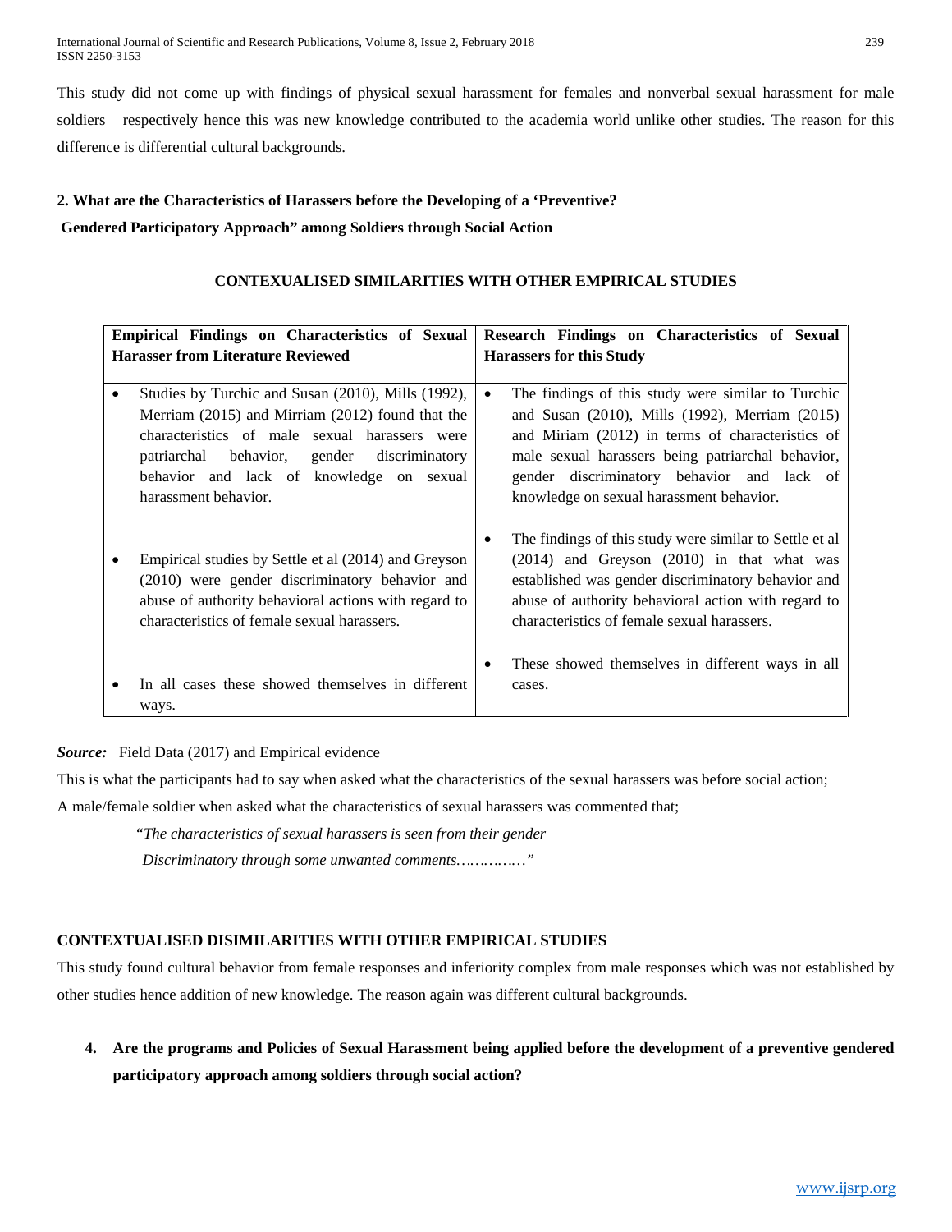This study did not come up with findings of physical sexual harassment for females and nonverbal sexual harassment for male soldiers respectively hence this was new knowledge contributed to the academia world unlike other studies. The reason for this difference is differential cultural backgrounds.

**2. What are the Characteristics of Harassers before the Developing of a 'Preventive? Gendered Participatory Approach" among Soldiers through Social Action**

**CONTEXUALISED SIMILARITIES WITH OTHER EMPIRICAL STUDIES**

| Empirical Findings on Characteristics of Sexual Harasser from Literature Reviewed | Research Findings on Characteristics of Sexual Harassers for this Study |
|---|---|
| • Studies by Turchic and Susan (2010), Mills (1992), Merriam (2015) and Mirriam (2012) found that the characteristics of male sexual harassers were patriarchal behavior, gender discriminatory behavior and lack of knowledge on sexual harassment behavior. | • The findings of this study were similar to Turchic and Susan (2010), Mills (1992), Merriam (2015) and Miriam (2012) in terms of characteristics of male sexual harassers being patriarchal behavior, gender discriminatory behavior and lack of knowledge on sexual harassment behavior. |
| • Empirical studies by Settle et al (2014) and Greyson (2010) were gender discriminatory behavior and abuse of authority behavioral actions with regard to characteristics of female sexual harassers. | • The findings of this study were similar to Settle et al (2014) and Greyson (2010) in that what was established was gender discriminatory behavior and abuse of authority behavioral action with regard to characteristics of female sexual harassers. |
| • In all cases these showed themselves in different ways. | • These showed themselves in different ways in all cases. |

***Source:*** Field Data (2017) and Empirical evidence

This is what the participants had to say when asked what the characteristics of the sexual harassers was before social action;

A male/female soldier when asked what the characteristics of sexual harassers was commented that;

> *"The characteristics of sexual harassers is seen from their gender Discriminatory through some unwanted comments……………"*

**CONTEXTUALISED DISIMILARITIES WITH OTHER EMPIRICAL STUDIES**

This study found cultural behavior from female responses and inferiority complex from male responses which was not established by other studies hence addition of new knowledge. The reason again was different cultural backgrounds.

4. **Are the programs and Policies of Sexual Harassment being applied before the development of a preventive gendered participatory approach among soldiers through social action?**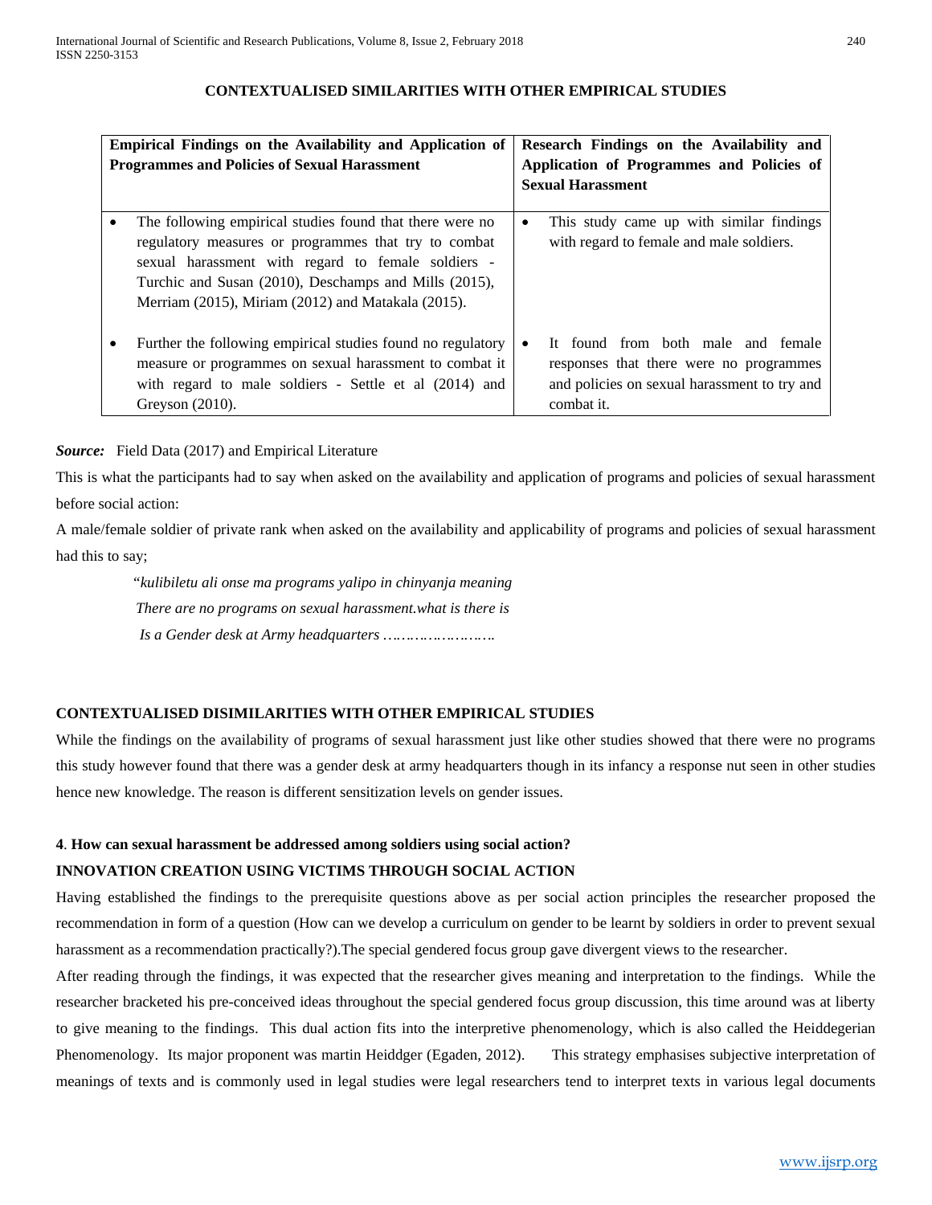**CONTEXTUALISED SIMILARITIES WITH OTHER EMPIRICAL STUDIES**

| Empirical Findings on the Availability and Application of Programmes and Policies of Sexual Harassment | Research Findings on the Availability and Application of Programmes and Policies of Sexual Harassment |
|---|---|
| • The following empirical studies found that there were no regulatory measures or programmes that try to combat sexual harassment with regard to female soldiers - Turchic and Susan (2010), Deschamps and Mills (2015), Merriam (2015), Miriam (2012) and Matakala (2015). | • This study came up with similar findings with regard to female and male soldiers. |
| • Further the following empirical studies found no regulatory measure or programmes on sexual harassment to combat it with regard to male soldiers - Settle et al (2014) and Greyson (2010). | • It found from both male and female responses that there were no programmes and policies on sexual harassment to try and combat it. |

***Source:*** Field Data (2017) and Empirical Literature

This is what the participants had to say when asked on the availability and application of programs and policies of sexual harassment before social action:

A male/female soldier of private rank when asked on the availability and applicability of programs and policies of sexual harassment had this to say;

> *"kulibiletu ali onse ma programs yalipo in chinyanja meaning*
> *There are no programs on sexual harassment.what is there is*
> *Is a Gender desk at Army headquarters ……………………*

**CONTEXTUALISED DISIMILARITIES WITH OTHER EMPIRICAL STUDIES**

While the findings on the availability of programs of sexual harassment just like other studies showed that there were no programs this study however found that there was a gender desk at army headquarters though in its infancy a response nut seen in other studies hence new knowledge. The reason is different sensitization levels on gender issues.

**4**. **How can sexual harassment be addressed among soldiers using social action?**

**INNOVATION CREATION USING VICTIMS THROUGH SOCIAL ACTION**

Having established the findings to the prerequisite questions above as per social action principles the researcher proposed the recommendation in form of a question (How can we develop a curriculum on gender to be learnt by soldiers in order to prevent sexual harassment as a recommendation practically?).The special gendered focus group gave divergent views to the researcher.

After reading through the findings, it was expected that the researcher gives meaning and interpretation to the findings. While the researcher bracketed his pre-conceived ideas throughout the special gendered focus group discussion, this time around was at liberty to give meaning to the findings. This dual action fits into the interpretive phenomenology, which is also called the Heiddegerian Phenomenology. Its major proponent was martin Heiddger (Egaden, 2012). This strategy emphasises subjective interpretation of meanings of texts and is commonly used in legal studies were legal researchers tend to interpret texts in various legal documents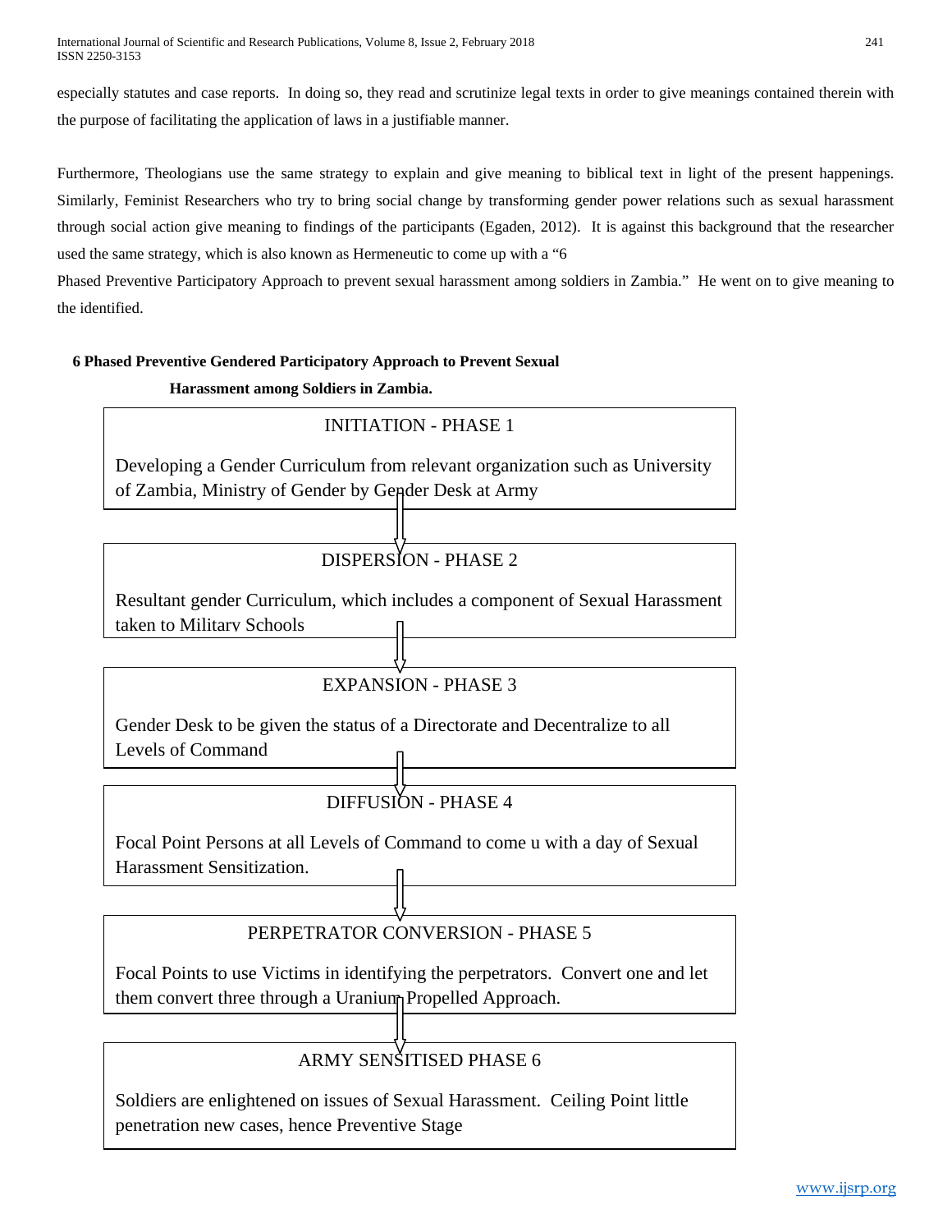especially statutes and case reports. In doing so, they read and scrutinize legal texts in order to give meanings contained therein with the purpose of facilitating the application of laws in a justifiable manner.

Furthermore, Theologians use the same strategy to explain and give meaning to biblical text in light of the present happenings. Similarly, Feminist Researchers who try to bring social change by transforming gender power relations such as sexual harassment through social action give meaning to findings of the participants (Egaden, 2012). It is against this background that the researcher used the same strategy, which is also known as Hermeneutic to come up with a "6 Phased Preventive Participatory Approach to prevent sexual harassment among soldiers in Zambia." He went on to give meaning to the identified.

**6 Phased Preventive Gendered Participatory Approach to Prevent Sexual Harassment among Soldiers in Zambia.**

**INITIATION - PHASE 1**

Developing a Gender Curriculum from relevant organization such as University of Zambia, Ministry of Gender by Gender Desk at Army

↓

**DISPERSION - PHASE 2**

Resultant gender Curriculum, which includes a component of Sexual Harassment taken to Military Schools

↓

**EXPANSION - PHASE 3**

Gender Desk to be given the status of a Directorate and Decentralize to all Levels of Command

↓

**DIFFUSION - PHASE 4**

Focal Point Persons at all Levels of Command to come u with a day of Sexual Harassment Sensitization.

↓

**PERPETRATOR CONVERSION - PHASE 5**

Focal Points to use Victims in identifying the perpetrators. Convert one and let them convert three through a Uranium Propelled Approach.

↓

**ARMY SENSITISED PHASE 6**

Soldiers are enlightened on issues of Sexual Harassment. Ceiling Point little penetration new cases, hence Preventive Stage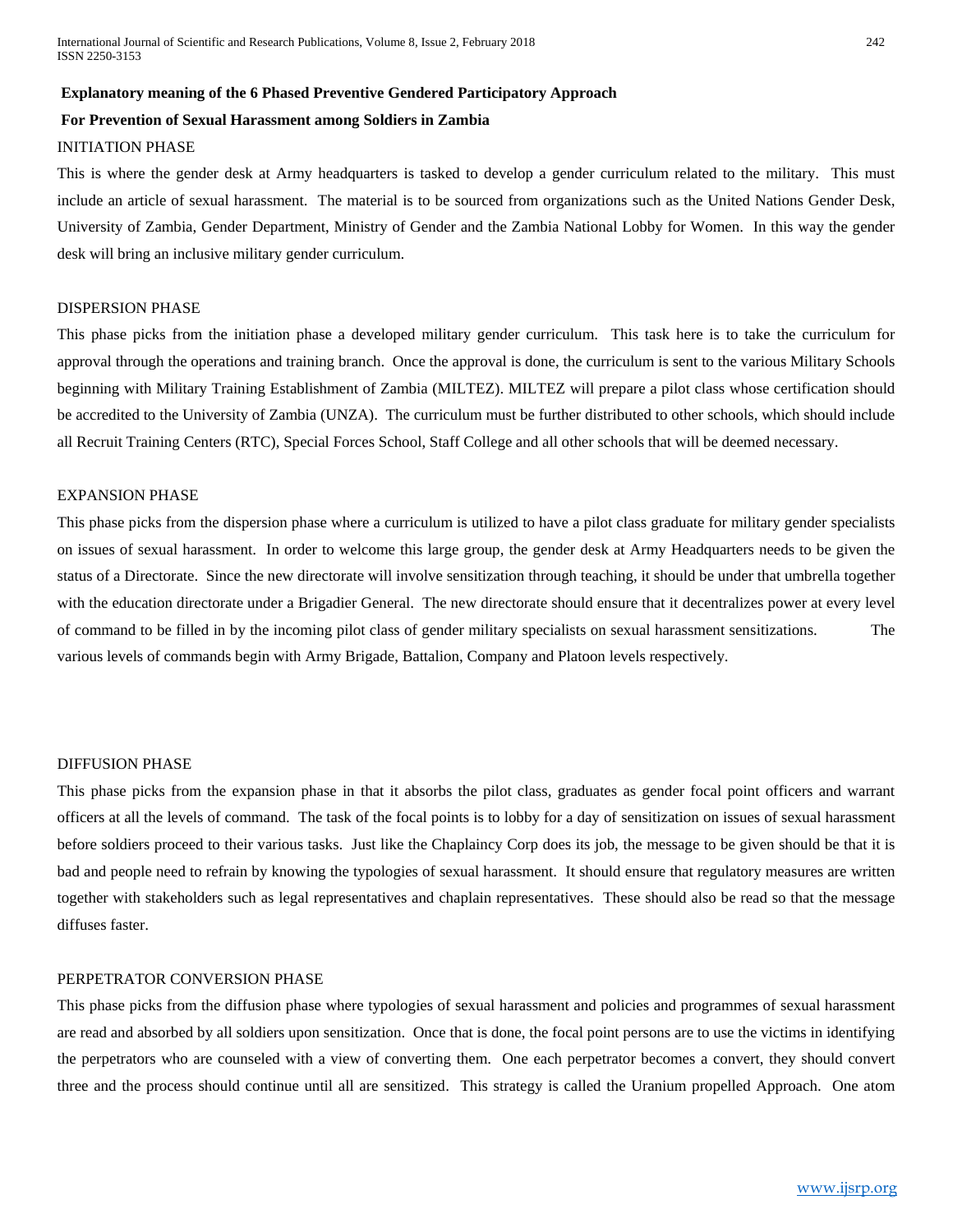**Explanatory meaning of the 6 Phased Preventive Gendered Participatory Approach**

**For Prevention of Sexual Harassment among Soldiers in Zambia**

INITIATION PHASE

This is where the gender desk at Army headquarters is tasked to develop a gender curriculum related to the military. This must include an article of sexual harassment. The material is to be sourced from organizations such as the United Nations Gender Desk, University of Zambia, Gender Department, Ministry of Gender and the Zambia National Lobby for Women. In this way the gender desk will bring an inclusive military gender curriculum.

DISPERSION PHASE

This phase picks from the initiation phase a developed military gender curriculum. This task here is to take the curriculum for approval through the operations and training branch. Once the approval is done, the curriculum is sent to the various Military Schools beginning with Military Training Establishment of Zambia (MILTEZ). MILTEZ will prepare a pilot class whose certification should be accredited to the University of Zambia (UNZA). The curriculum must be further distributed to other schools, which should include all Recruit Training Centers (RTC), Special Forces School, Staff College and all other schools that will be deemed necessary.

EXPANSION PHASE

This phase picks from the dispersion phase where a curriculum is utilized to have a pilot class graduate for military gender specialists on issues of sexual harassment. In order to welcome this large group, the gender desk at Army Headquarters needs to be given the status of a Directorate. Since the new directorate will involve sensitization through teaching, it should be under that umbrella together with the education directorate under a Brigadier General. The new directorate should ensure that it decentralizes power at every level of command to be filled in by the incoming pilot class of gender military specialists on sexual harassment sensitizations. The various levels of commands begin with Army Brigade, Battalion, Company and Platoon levels respectively.

DIFFUSION PHASE

This phase picks from the expansion phase in that it absorbs the pilot class, graduates as gender focal point officers and warrant officers at all the levels of command. The task of the focal points is to lobby for a day of sensitization on issues of sexual harassment before soldiers proceed to their various tasks. Just like the Chaplaincy Corp does its job, the message to be given should be that it is bad and people need to refrain by knowing the typologies of sexual harassment. It should ensure that regulatory measures are written together with stakeholders such as legal representatives and chaplain representatives. These should also be read so that the message diffuses faster.

PERPETRATOR CONVERSION PHASE

This phase picks from the diffusion phase where typologies of sexual harassment and policies and programmes of sexual harassment are read and absorbed by all soldiers upon sensitization. Once that is done, the focal point persons are to use the victims in identifying the perpetrators who are counseled with a view of converting them. One each perpetrator becomes a convert, they should convert three and the process should continue until all are sensitized. This strategy is called the Uranium propelled Approach. One atom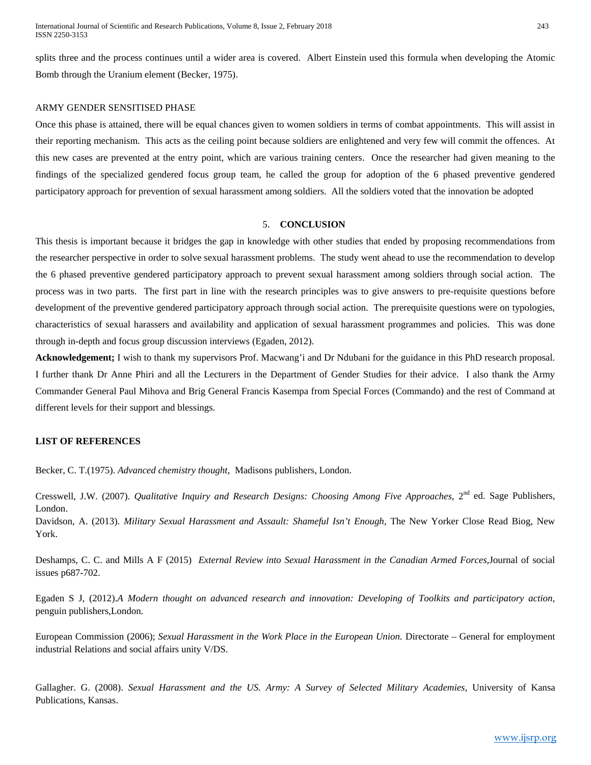splits three and the process continues until a wider area is covered. Albert Einstein used this formula when developing the Atomic Bomb through the Uranium element (Becker, 1975).

ARMY GENDER SENSITISED PHASE

Once this phase is attained, there will be equal chances given to women soldiers in terms of combat appointments. This will assist in their reporting mechanism. This acts as the ceiling point because soldiers are enlightened and very few will commit the offences. At this new cases are prevented at the entry point, which are various training centers. Once the researcher had given meaning to the findings of the specialized gendered focus group team, he called the group for adoption of the 6 phased preventive gendered participatory approach for prevention of sexual harassment among soldiers. All the soldiers voted that the innovation be adopted

## 5. CONCLUSION

This thesis is important because it bridges the gap in knowledge with other studies that ended by proposing recommendations from the researcher perspective in order to solve sexual harassment problems. The study went ahead to use the recommendation to develop the 6 phased preventive gendered participatory approach to prevent sexual harassment among soldiers through social action. The process was in two parts. The first part in line with the research principles was to give answers to pre-requisite questions before development of the preventive gendered participatory approach through social action. The prerequisite questions were on typologies, characteristics of sexual harassers and availability and application of sexual harassment programmes and policies. This was done through in-depth and focus group discussion interviews (Egaden, 2012).

**Acknowledgement;** I wish to thank my supervisors Prof. Macwang'i and Dr Ndubani for the guidance in this PhD research proposal. I further thank Dr Anne Phiri and all the Lecturers in the Department of Gender Studies for their advice. I also thank the Army Commander General Paul Mihova and Brig General Francis Kasempa from Special Forces (Commando) and the rest of Command at different levels for their support and blessings.

**LIST OF REFERENCES**

Becker, C. T.(1975). *Advanced chemistry thought,* Madisons publishers, London.

Cresswell, J.W. (2007). *Qualitative Inquiry and Research Designs: Choosing Among Five Approaches,* 2nd ed. Sage Publishers, London.

Davidson, A. (2013). *Military Sexual Harassment and Assault: Shameful Isn't Enough,* The New Yorker Close Read Biog, New York.

Deshamps, C. C. and Mills A F (2015) *External Review into Sexual Harassment in the Canadian Armed Forces,*Journal of social issues p687-702.

Egaden S J, (2012).*A Modern thought on advanced research and innovation: Developing of Toolkits and participatory action,* penguin publishers,London.

European Commission (2006); *Sexual Harassment in the Work Place in the European Union.* Directorate – General for employment industrial Relations and social affairs unity V/DS.

Gallagher. G. (2008). *Sexual Harassment and the US. Army: A Survey of Selected Military Academies,* University of Kansa Publications, Kansas.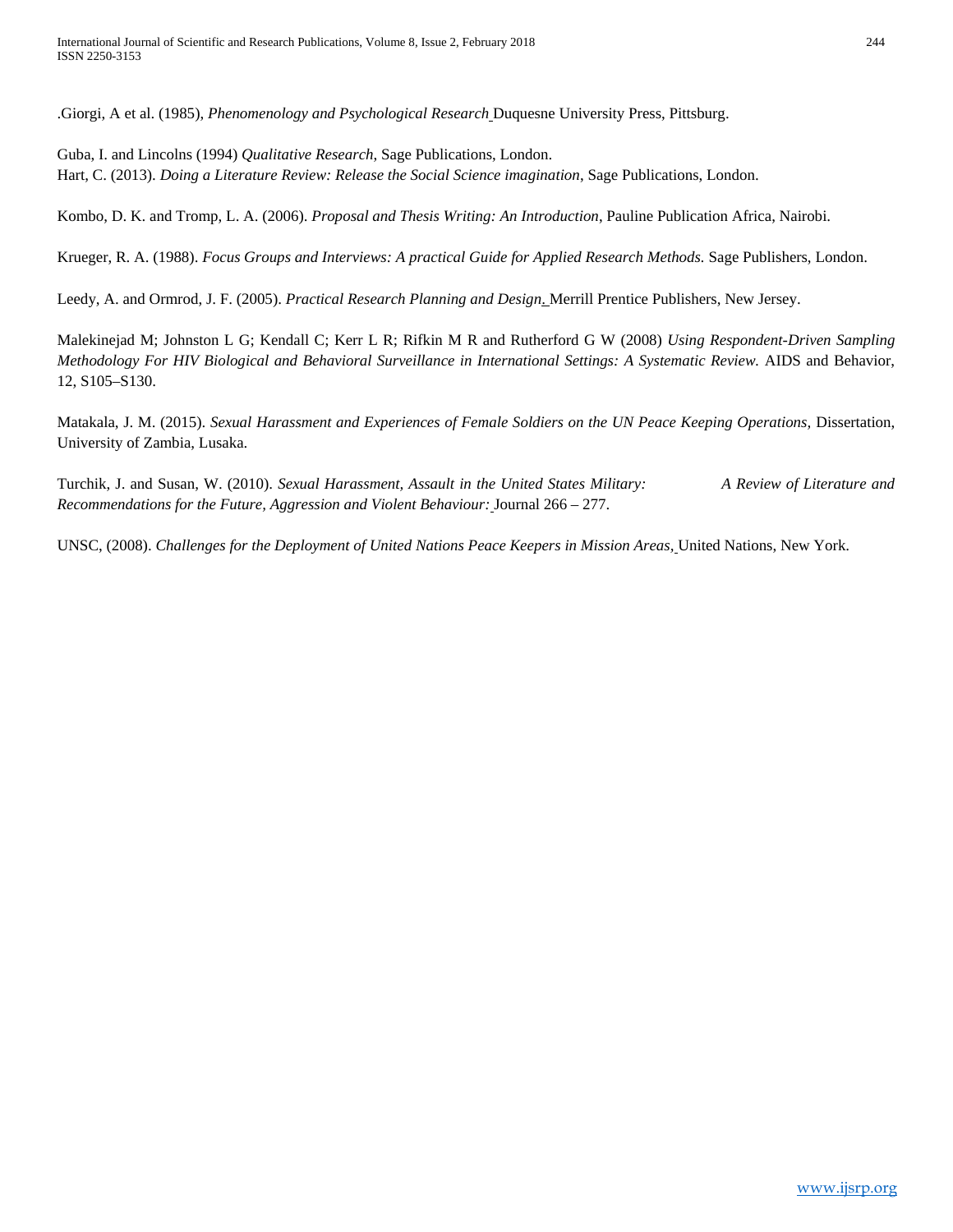.Giorgi, A et al. (1985), *Phenomenology and Psychological Research* Duquesne University Press, Pittsburg.

Guba, I. and Lincolns (1994) *Qualitative Research*, Sage Publications, London.
Hart, C. (2013). *Doing a Literature Review: Release the Social Science imagination*, Sage Publications, London.

Kombo, D. K. and Tromp, L. A. (2006). *Proposal and Thesis Writing: An Introduction*, Pauline Publication Africa, Nairobi.

Krueger, R. A. (1988). *Focus Groups and Interviews: A practical Guide for Applied Research Methods.* Sage Publishers, London.

Leedy, A. and Ormrod, J. F. (2005). *Practical Research Planning and Design.* Merrill Prentice Publishers, New Jersey.

Malekinejad M; Johnston L G; Kendall C; Kerr L R; Rifkin M R and Rutherford G W (2008) *Using Respondent-Driven Sampling Methodology For HIV Biological and Behavioral Surveillance in International Settings: A Systematic Review.* AIDS and Behavior, 12, S105–S130.

Matakala, J. M. (2015). *Sexual Harassment and Experiences of Female Soldiers on the UN Peace Keeping Operations,* Dissertation, University of Zambia, Lusaka.

Turchik, J. and Susan, W. (2010). *Sexual Harassment, Assault in the United States Military: A Review of Literature and Recommendations for the Future, Aggression and Violent Behaviour:* Journal 266 – 277.

UNSC, (2008). *Challenges for the Deployment of United Nations Peace Keepers in Mission Areas,* United Nations, New York.